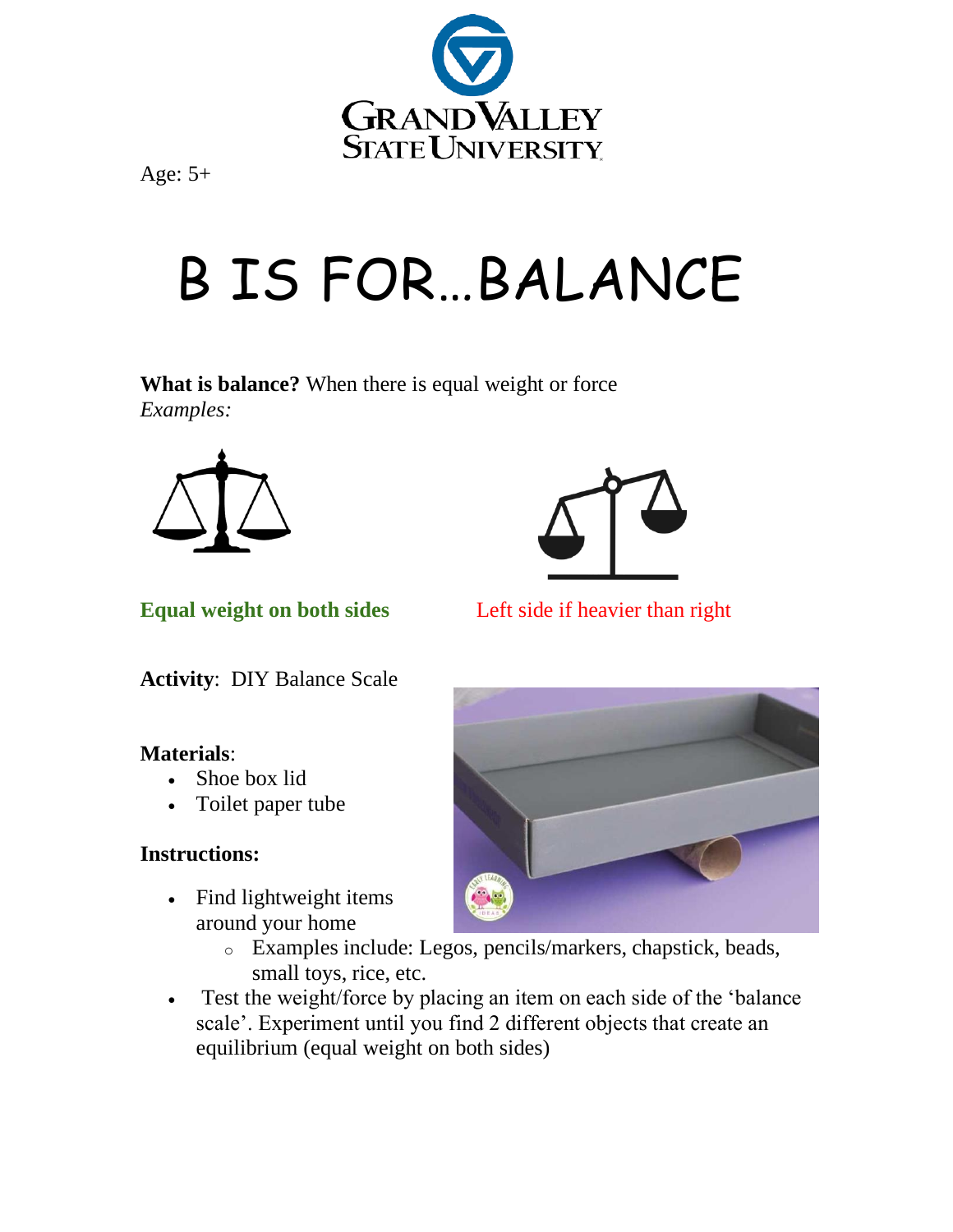Age: 5+

# B IS FOR…BALANCE

**What is balance?** When there is equal weight or force
*Examples:*

**Equal weight on both sides**

Left side if heavier than right

**Activity**: DIY Balance Scale

**Materials**:

- Shoe box lid
- Toilet paper tube

**Instructions:**

- Find lightweight items around your home
    - Examples include: Legos, pencils/markers, chapstick, beads, small toys, rice, etc.
- Test the weight/force by placing an item on each side of the 'balance scale'. Experiment until you find 2 different objects that create an equilibrium (equal weight on both sides)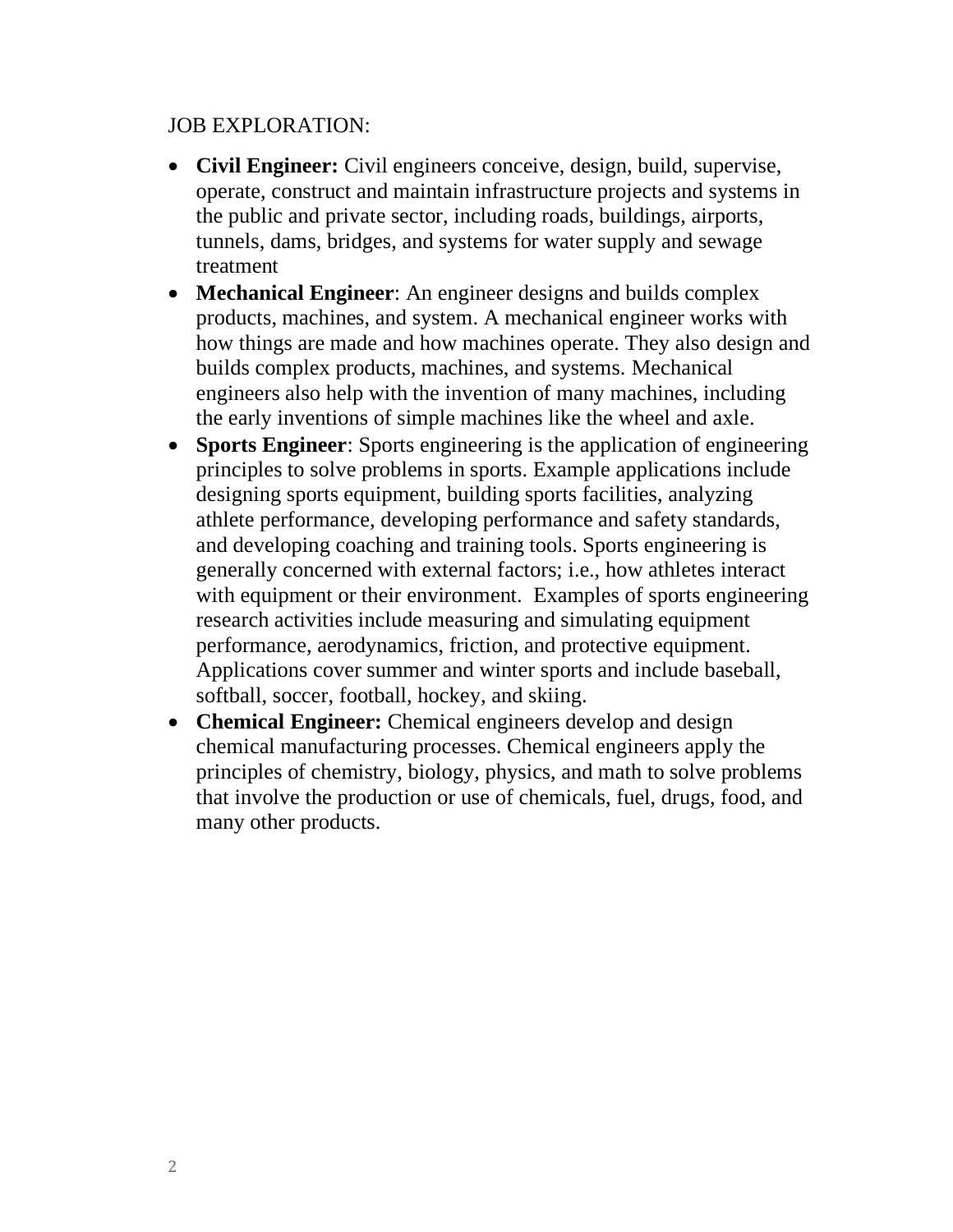JOB EXPLORATION:

- **Civil Engineer:** Civil engineers conceive, design, build, supervise, operate, construct and maintain infrastructure projects and systems in the public and private sector, including roads, buildings, airports, tunnels, dams, bridges, and systems for water supply and sewage treatment
- **Mechanical Engineer**: An engineer designs and builds complex products, machines, and system. A mechanical engineer works with how things are made and how machines operate. They also design and builds complex products, machines, and systems. Mechanical engineers also help with the invention of many machines, including the early inventions of simple machines like the wheel and axle.
- **Sports Engineer**: Sports engineering is the application of engineering principles to solve problems in sports. Example applications include designing sports equipment, building sports facilities, analyzing athlete performance, developing performance and safety standards, and developing coaching and training tools. Sports engineering is generally concerned with external factors; i.e., how athletes interact with equipment or their environment.  Examples of sports engineering research activities include measuring and simulating equipment performance, aerodynamics, friction, and protective equipment. Applications cover summer and winter sports and include baseball, softball, soccer, football, hockey, and skiing.
- **Chemical Engineer:** Chemical engineers develop and design chemical manufacturing processes. Chemical engineers apply the principles of chemistry, biology, physics, and math to solve problems that involve the production or use of chemicals, fuel, drugs, food, and many other products.